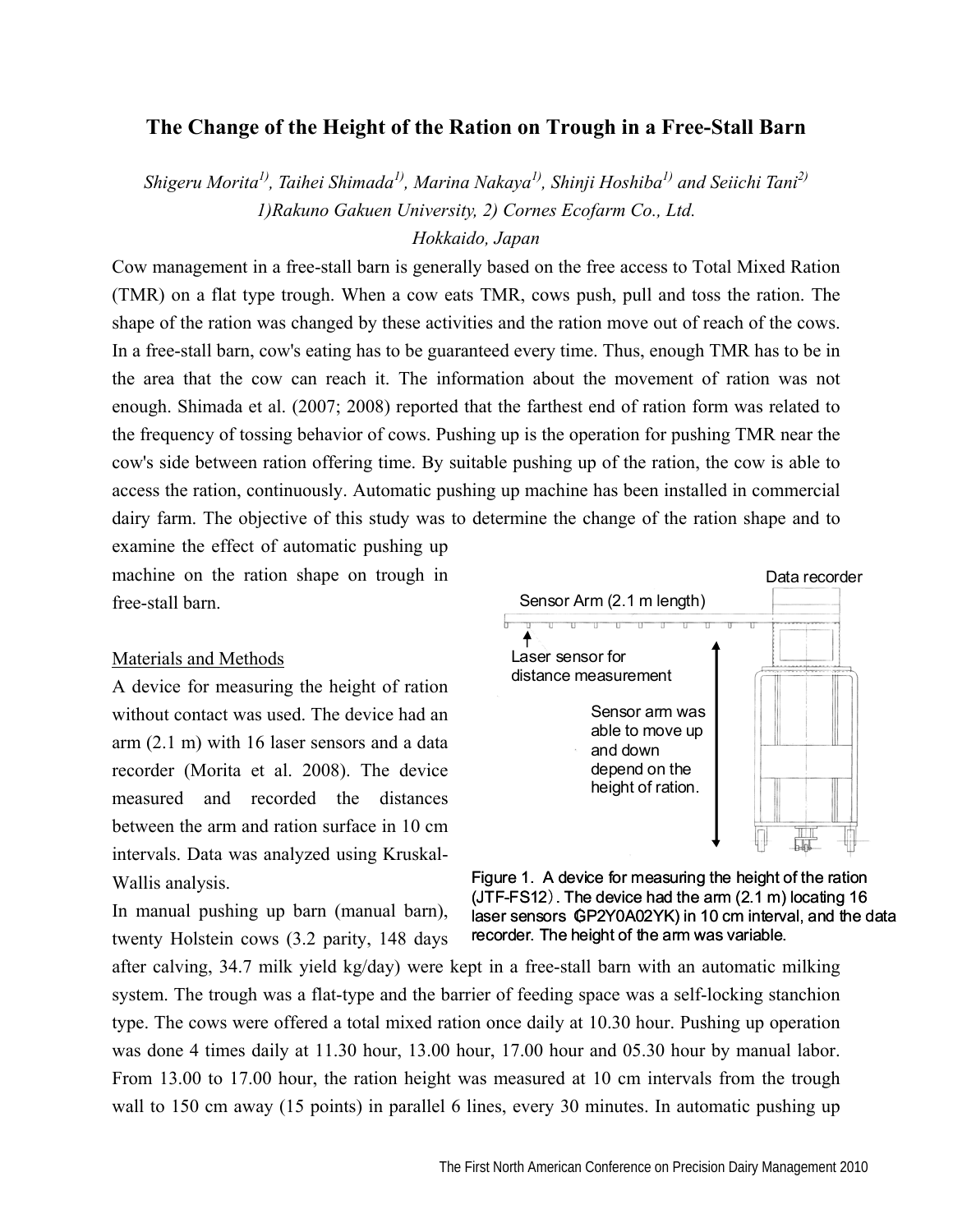# The Change of the Height of the Ration on Trough in a Free-Stall Barn

*Shigeru Morita[1], Taihei Shimada[1], Marina Nakaya[1], Shinji Hoshiba[1] and Seiichi Tani[2]*

*1)Rakuno Gakuen University, 2) Cornes Ecofarm Co., Ltd.*

*Hokkaido, Japan*

Cow management in a free-stall barn is generally based on the free access to Total Mixed Ration (TMR) on a flat type trough. When a cow eats TMR, cows push, pull and toss the ration. The shape of the ration was changed by these activities and the ration move out of reach of the cows. In a free-stall barn, cow's eating has to be guaranteed every time. Thus, enough TMR has to be in the area that the cow can reach it. The information about the movement of ration was not enough. Shimada et al. (2007; 2008) reported that the farthest end of ration form was related to the frequency of tossing behavior of cows. Pushing up is the operation for pushing TMR near the cow's side between ration offering time. By suitable pushing up of the ration, the cow is able to access the ration, continuously. Automatic pushing up machine has been installed in commercial dairy farm. The objective of this study was to determine the change of the ration shape and to examine the effect of automatic pushing up machine on the ration shape on trough in free-stall barn.

## Materials and Methods

A device for measuring the height of ration without contact was used. The device had an arm (2.1 m) with 16 laser sensors and a data recorder (Morita et al. 2008). The device measured and recorded the distances between the arm and ration surface in 10 cm intervals. Data was analyzed using Kruskal-Wallis analysis.

Data recorder

Sensor Arm (2.1 m length)

Laser sensor for distance measurement

Sensor arm was able to move up and down depend on the height of ration.

Figure 1. A device for measuring the height of the ration (JTF-FS12). The device had the arm (2.1 m) locating 16 laser sensors (GP2Y0A02YK) in 10 cm interval, and the data recorder. The height of the arm was variable.

In manual pushing up barn (manual barn), twenty Holstein cows (3.2 parity, 148 days after calving, 34.7 milk yield kg/day) were kept in a free-stall barn with an automatic milking system. The trough was a flat-type and the barrier of feeding space was a self-locking stanchion type. The cows were offered a total mixed ration once daily at 10.30 hour. Pushing up operation was done 4 times daily at 11.30 hour, 13.00 hour, 17.00 hour and 05.30 hour by manual labor. From 13.00 to 17.00 hour, the ration height was measured at 10 cm intervals from the trough wall to 150 cm away (15 points) in parallel 6 lines, every 30 minutes. In automatic pushing up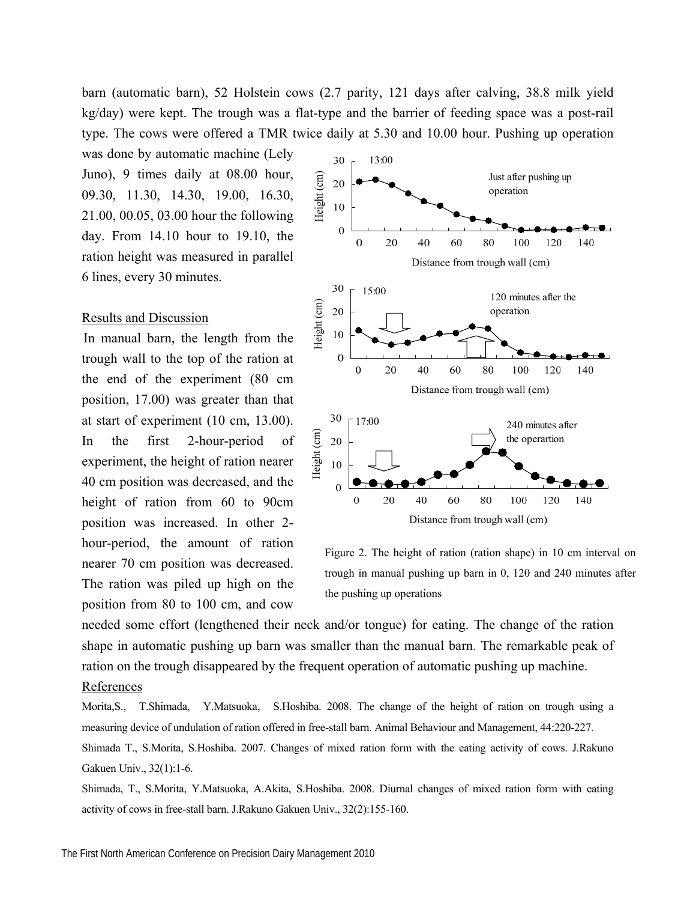barn (automatic barn), 52 Holstein cows (2.7 parity, 121 days after calving, 38.8 milk yield kg/day) were kept. The trough was a flat-type and the barrier of feeding space was a post-rail type. The cows were offered a TMR twice daily at 5.30 and 10.00 hour. Pushing up operation was done by automatic machine (Lely Juno), 9 times daily at 08.00 hour, 09.30, 11.30, 14.30, 19.00, 16.30, 21.00, 00.05, 03.00 hour the following day. From 14.10 hour to 19.10, the ration height was measured in parallel 6 lines, every 30 minutes.

## Results and Discussion

In manual barn, the length from the trough wall to the top of the ration at the end of the experiment (80 cm position, 17.00) was greater than that at start of experiment (10 cm, 13.00). In the first 2-hour-period of experiment, the height of ration nearer 40 cm position was decreased, and the height of ration from 60 to 90cm position was increased. In other 2-hour-period, the amount of ration nearer 70 cm position was decreased. The ration was piled up high on the position from 80 to 100 cm, and cow needed some effort (lengthened their neck and/or tongue) for eating. The change of the ration shape in automatic pushing up barn was smaller than the manual barn. The remarkable peak of ration on the trough disappeared by the frequent operation of automatic pushing up machine.

13:00
Just after pushing up operation
Height (cm)
Distance from trough wall (cm)

15:00
120 minutes after the operation
Height (cm)
Distance from trough wall (cm)

17:00
240 minutes after the operartion
Height (cm)
Distance from trough wall (cm)

Figure 2. The height of ration (ration shape) in 10 cm interval on trough in manual pushing up barn in 0, 120 and 240 minutes after the pushing up operations

## References

Morita,S., T.Shimada, Y.Matsuoka, S.Hoshiba. 2008. The change of the height of ration on trough using a measuring device of undulation of ration offered in free-stall barn. Animal Behaviour and Management, 44:220-227.

Shimada T., S.Morita, S.Hoshiba. 2007. Changes of mixed ration form with the eating activity of cows. J.Rakuno Gakuen Univ., 32(1):1-6.

Shimada, T., S.Morita, Y.Matsuoka, A.Akita, S.Hoshiba. 2008. Diurnal changes of mixed ration form with eating activity of cows in free-stall barn. J.Rakuno Gakuen Univ., 32(2):155-160.